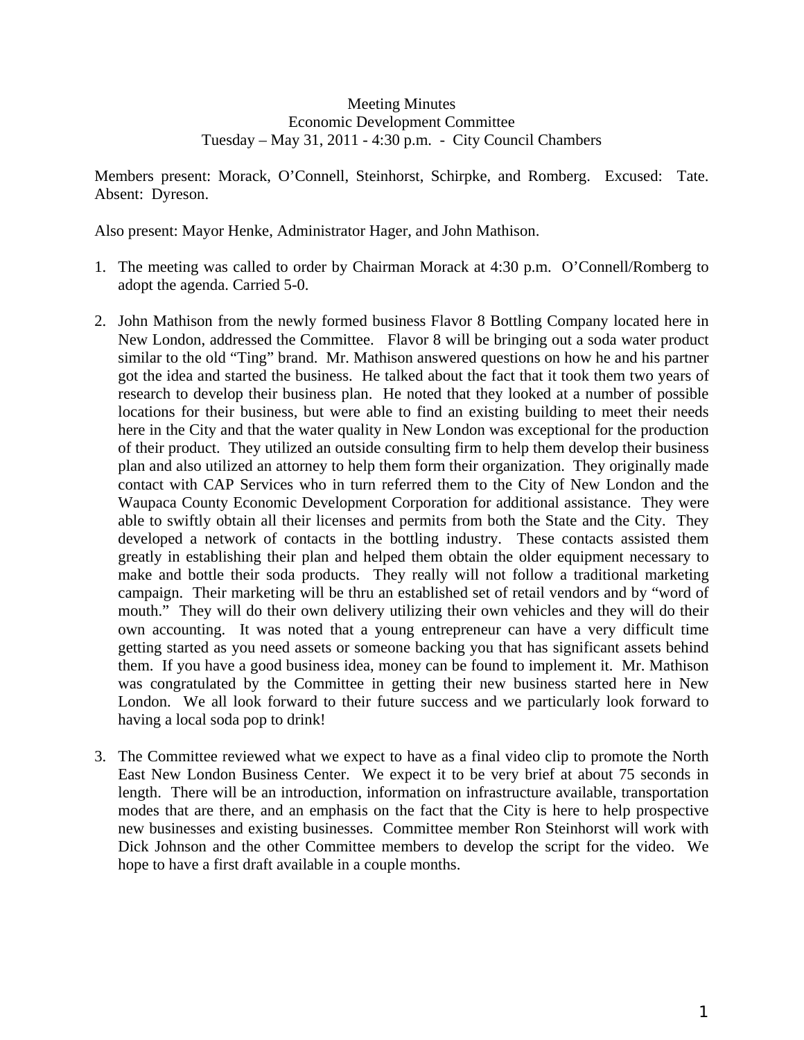Meeting Minutes
Economic Development Committee
Tuesday – May 31, 2011 - 4:30 p.m. - City Council Chambers

Members present: Morack, O'Connell, Steinhorst, Schirpke, and Romberg. Excused: Tate. Absent: Dyreson.

Also present: Mayor Henke, Administrator Hager, and John Mathison.

1. The meeting was called to order by Chairman Morack at 4:30 p.m. O'Connell/Romberg to adopt the agenda. Carried 5-0.

2. John Mathison from the newly formed business Flavor 8 Bottling Company located here in New London, addressed the Committee. Flavor 8 will be bringing out a soda water product similar to the old "Ting" brand. Mr. Mathison answered questions on how he and his partner got the idea and started the business. He talked about the fact that it took them two years of research to develop their business plan. He noted that they looked at a number of possible locations for their business, but were able to find an existing building to meet their needs here in the City and that the water quality in New London was exceptional for the production of their product. They utilized an outside consulting firm to help them develop their business plan and also utilized an attorney to help them form their organization. They originally made contact with CAP Services who in turn referred them to the City of New London and the Waupaca County Economic Development Corporation for additional assistance. They were able to swiftly obtain all their licenses and permits from both the State and the City. They developed a network of contacts in the bottling industry. These contacts assisted them greatly in establishing their plan and helped them obtain the older equipment necessary to make and bottle their soda products. They really will not follow a traditional marketing campaign. Their marketing will be thru an established set of retail vendors and by "word of mouth." They will do their own delivery utilizing their own vehicles and they will do their own accounting. It was noted that a young entrepreneur can have a very difficult time getting started as you need assets or someone backing you that has significant assets behind them. If you have a good business idea, money can be found to implement it. Mr. Mathison was congratulated by the Committee in getting their new business started here in New London. We all look forward to their future success and we particularly look forward to having a local soda pop to drink!

3. The Committee reviewed what we expect to have as a final video clip to promote the North East New London Business Center. We expect it to be very brief at about 75 seconds in length. There will be an introduction, information on infrastructure available, transportation modes that are there, and an emphasis on the fact that the City is here to help prospective new businesses and existing businesses. Committee member Ron Steinhorst will work with Dick Johnson and the other Committee members to develop the script for the video. We hope to have a first draft available in a couple months.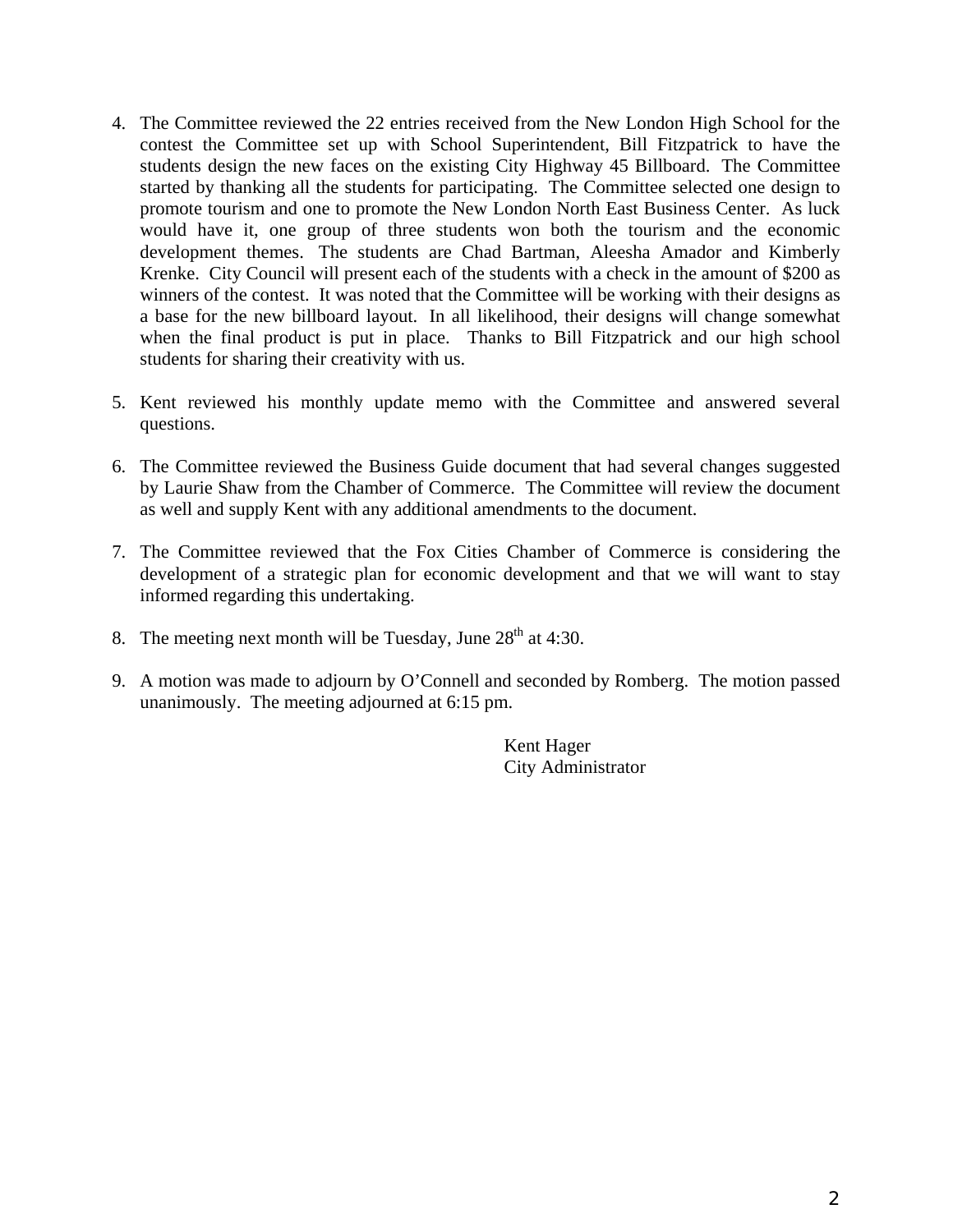4. The Committee reviewed the 22 entries received from the New London High School for the contest the Committee set up with School Superintendent, Bill Fitzpatrick to have the students design the new faces on the existing City Highway 45 Billboard. The Committee started by thanking all the students for participating. The Committee selected one design to promote tourism and one to promote the New London North East Business Center. As luck would have it, one group of three students won both the tourism and the economic development themes. The students are Chad Bartman, Aleesha Amador and Kimberly Krenke. City Council will present each of the students with a check in the amount of $200 as winners of the contest. It was noted that the Committee will be working with their designs as a base for the new billboard layout. In all likelihood, their designs will change somewhat when the final product is put in place. Thanks to Bill Fitzpatrick and our high school students for sharing their creativity with us.

5. Kent reviewed his monthly update memo with the Committee and answered several questions.

6. The Committee reviewed the Business Guide document that had several changes suggested by Laurie Shaw from the Chamber of Commerce. The Committee will review the document as well and supply Kent with any additional amendments to the document.

7. The Committee reviewed that the Fox Cities Chamber of Commerce is considering the development of a strategic plan for economic development and that we will want to stay informed regarding this undertaking.

8. The meeting next month will be Tuesday, June 28th at 4:30.

9. A motion was made to adjourn by O'Connell and seconded by Romberg. The motion passed unanimously. The meeting adjourned at 6:15 pm.

Kent Hager
City Administrator